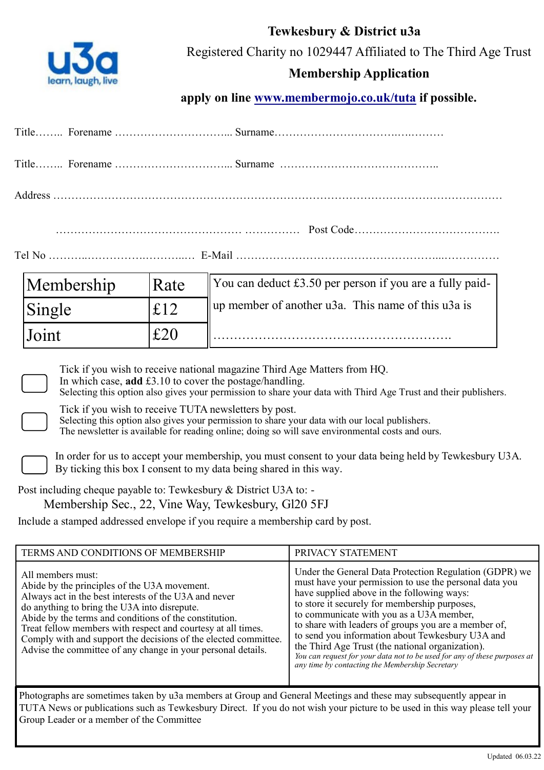# Tewkesbury & District u3a

Registered Charity no 1029447 Affiliated to The Third Age Trust

## Membership Application

**apply on line [www.membermojo.co.uk/tuta](http://www.membermojo.co.uk/tuta) if possible.**

Title…….. Forename …………………………... Surname……………………………….….………

Title…….. Forename …………………………... Surname ……………………………………..

Address ……………………………………………………………………………………………………

…………………………………………… …………… Post Code………………………………….

Tel No ………..……………….………..… E-Mail ……………………………………………….....……………

| Membership | Rate |
|---|---|
| Single | £12 |
| Joint | £20 |

You can deduct £3.50 per person if you are a fully paid-up member of another u3a. This name of this u3a is

………………………………………………….

☐ Tick if you wish to receive national magazine Third Age Matters from HQ.
In which case, **add** £3.10 to cover the postage/handling.
Selecting this option also gives your permission to share your data with Third Age Trust and their publishers.

☐ Tick if you wish to receive TUTA newsletters by post.
Selecting this option also gives your permission to share your data with our local publishers.
The newsletter is available for reading online; doing so will save environmental costs and ours.

☐ In order for us to accept your membership, you must consent to your data being held by Tewkesbury U3A. By ticking this box I consent to my data being shared in this way.

Post including cheque payable to: Tewkesbury & District U3A to: -

Membership Sec., 22, Vine Way, Tewkesbury, Gl20 5FJ

Include a stamped addressed envelope if you require a membership card by post.

| TERMS AND CONDITIONS OF MEMBERSHIP | PRIVACY STATEMENT |
|---|---|
| All members must:<br>Abide by the principles of the U3A movement.<br>Always act in the best interests of the U3A and never do anything to bring the U3A into disrepute.<br>Abide by the terms and conditions of the constitution.<br>Treat fellow members with respect and courtesy at all times.<br>Comply with and support the decisions of the elected committee.<br>Advise the committee of any change in your personal details. | Under the General Data Protection Regulation (GDPR) we must have your permission to use the personal data you have supplied above in the following ways:<br>to store it securely for membership purposes,<br>to communicate with you as a U3A member,<br>to share with leaders of groups you are a member of,<br>to send you information about Tewkesbury U3A and the Third Age Trust (the national organization).<br>*You can request for your data not to be used for any of these purposes at any time by contacting the Membership Secretary* |

Photographs are sometimes taken by u3a members at Group and General Meetings and these may subsequently appear in TUTA News or publications such as Tewkesbury Direct. If you do not wish your picture to be used in this way please tell your Group Leader or a member of the Committee

Updated 06.03.22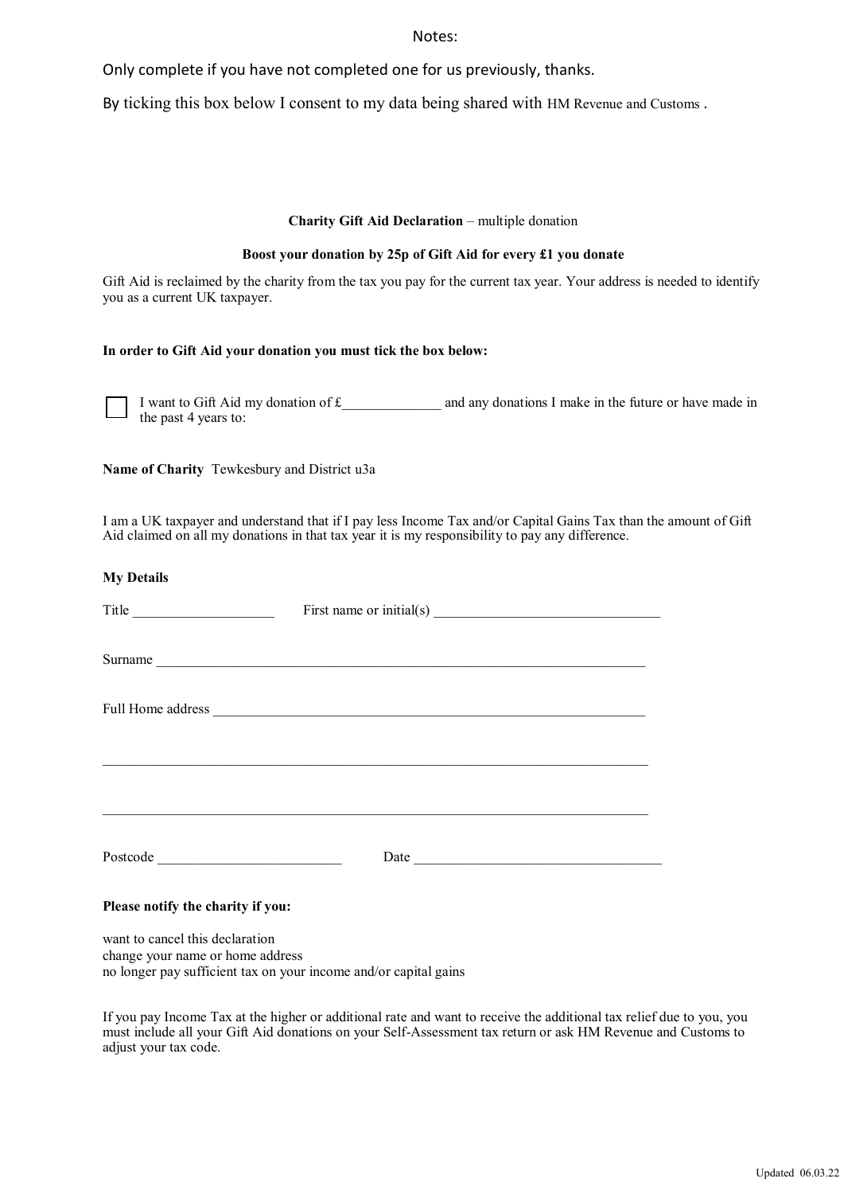Notes:

Only complete if you have not completed one for us previously, thanks.

By ticking this box below I consent to my data being shared with HM Revenue and Customs .

**Charity Gift Aid Declaration** – multiple donation

**Boost your donation by 25p of Gift Aid for every £1 you donate**

Gift Aid is reclaimed by the charity from the tax you pay for the current tax year. Your address is needed to identify you as a current UK taxpayer.

**In order to Gift Aid your donation you must tick the box below:**

☐ I want to Gift Aid my donation of £______________ and any donations I make in the future or have made in the past 4 years to:

**Name of Charity** Tewkesbury and District u3a

I am a UK taxpayer and understand that if I pay less Income Tax and/or Capital Gains Tax than the amount of Gift Aid claimed on all my donations in that tax year it is my responsibility to pay any difference.

**My Details**

Title ____________________ First name or initial(s) ________________________________

Surname ________________________________________________________________________

Full Home address _______________________________________________________________

________________________________________________________________________________

________________________________________________________________________________

Postcode __________________________ Date ___________________________________

**Please notify the charity if you:**

want to cancel this declaration
change your name or home address
no longer pay sufficient tax on your income and/or capital gains

If you pay Income Tax at the higher or additional rate and want to receive the additional tax relief due to you, you must include all your Gift Aid donations on your Self-Assessment tax return or ask HM Revenue and Customs to adjust your tax code.

Updated 06.03.22